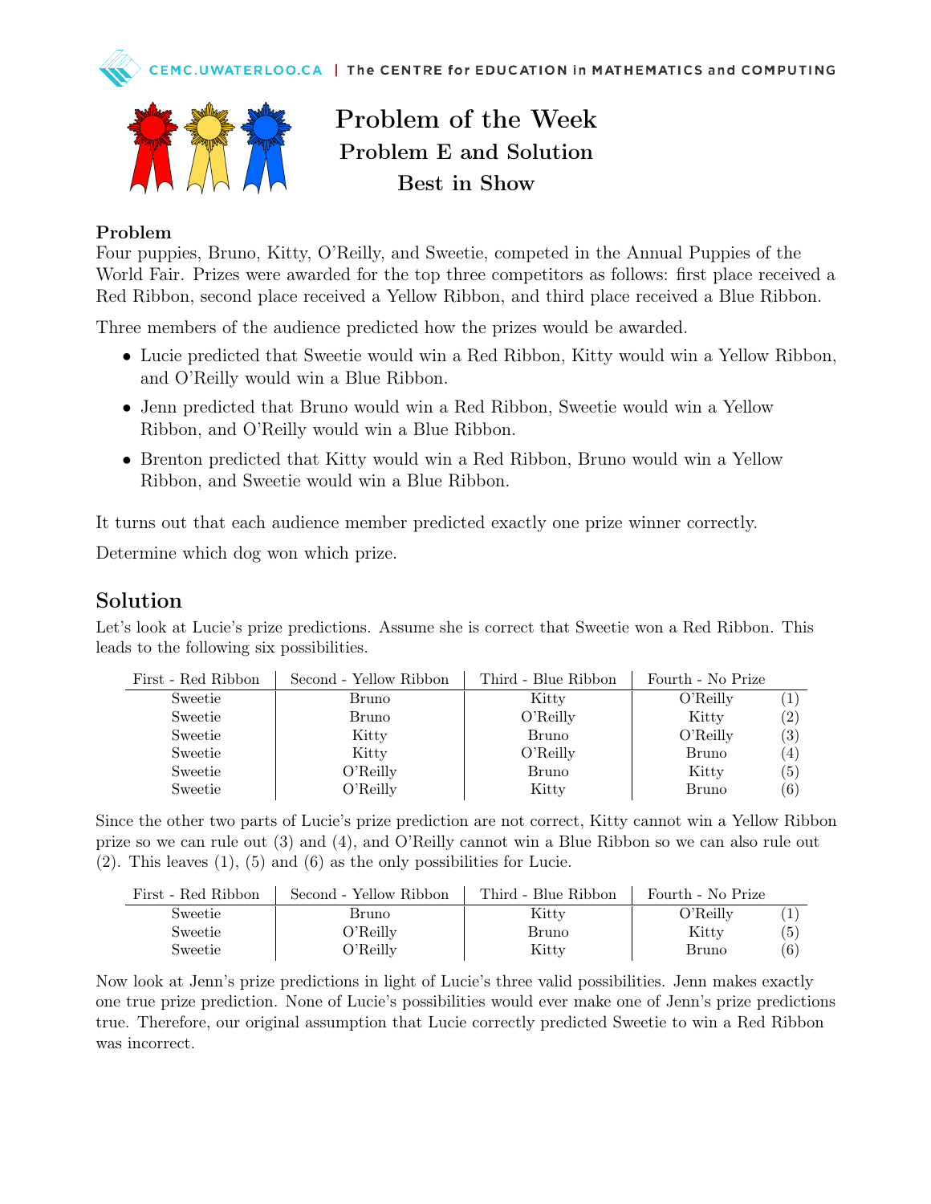# Problem of the Week
## Problem E and Solution
## Best in Show

**Problem**

Four puppies, Bruno, Kitty, O'Reilly, and Sweetie, competed in the Annual Puppies of the World Fair. Prizes were awarded for the top three competitors as follows: first place received a Red Ribbon, second place received a Yellow Ribbon, and third place received a Blue Ribbon.

Three members of the audience predicted how the prizes would be awarded.

- Lucie predicted that Sweetie would win a Red Ribbon, Kitty would win a Yellow Ribbon, and O'Reilly would win a Blue Ribbon.
- Jenn predicted that Bruno would win a Red Ribbon, Sweetie would win a Yellow Ribbon, and O'Reilly would win a Blue Ribbon.
- Brenton predicted that Kitty would win a Red Ribbon, Bruno would win a Yellow Ribbon, and Sweetie would win a Blue Ribbon.

It turns out that each audience member predicted exactly one prize winner correctly.

Determine which dog won which prize.

## Solution

Let's look at Lucie's prize predictions. Assume she is correct that Sweetie won a Red Ribbon. This leads to the following six possibilities.

| First - Red Ribbon | Second - Yellow Ribbon | Third - Blue Ribbon | Fourth - No Prize | |
|---|---|---|---|---|
| Sweetie | Bruno | Kitty | O'Reilly | (1) |
| Sweetie | Bruno | O'Reilly | Kitty | (2) |
| Sweetie | Kitty | Bruno | O'Reilly | (3) |
| Sweetie | Kitty | O'Reilly | Bruno | (4) |
| Sweetie | O'Reilly | Bruno | Kitty | (5) |
| Sweetie | O'Reilly | Kitty | Bruno | (6) |

Since the other two parts of Lucie's prize prediction are not correct, Kitty cannot win a Yellow Ribbon prize so we can rule out (3) and (4), and O'Reilly cannot win a Blue Ribbon so we can also rule out (2). This leaves (1), (5) and (6) as the only possibilities for Lucie.

| First - Red Ribbon | Second - Yellow Ribbon | Third - Blue Ribbon | Fourth - No Prize | |
|---|---|---|---|---|
| Sweetie | Bruno | Kitty | O'Reilly | (1) |
| Sweetie | O'Reilly | Bruno | Kitty | (5) |
| Sweetie | O'Reilly | Kitty | Bruno | (6) |

Now look at Jenn's prize predictions in light of Lucie's three valid possibilities. Jenn makes exactly one true prize prediction. None of Lucie's possibilities would ever make one of Jenn's prize predictions true. Therefore, our original assumption that Lucie correctly predicted Sweetie to win a Red Ribbon was incorrect.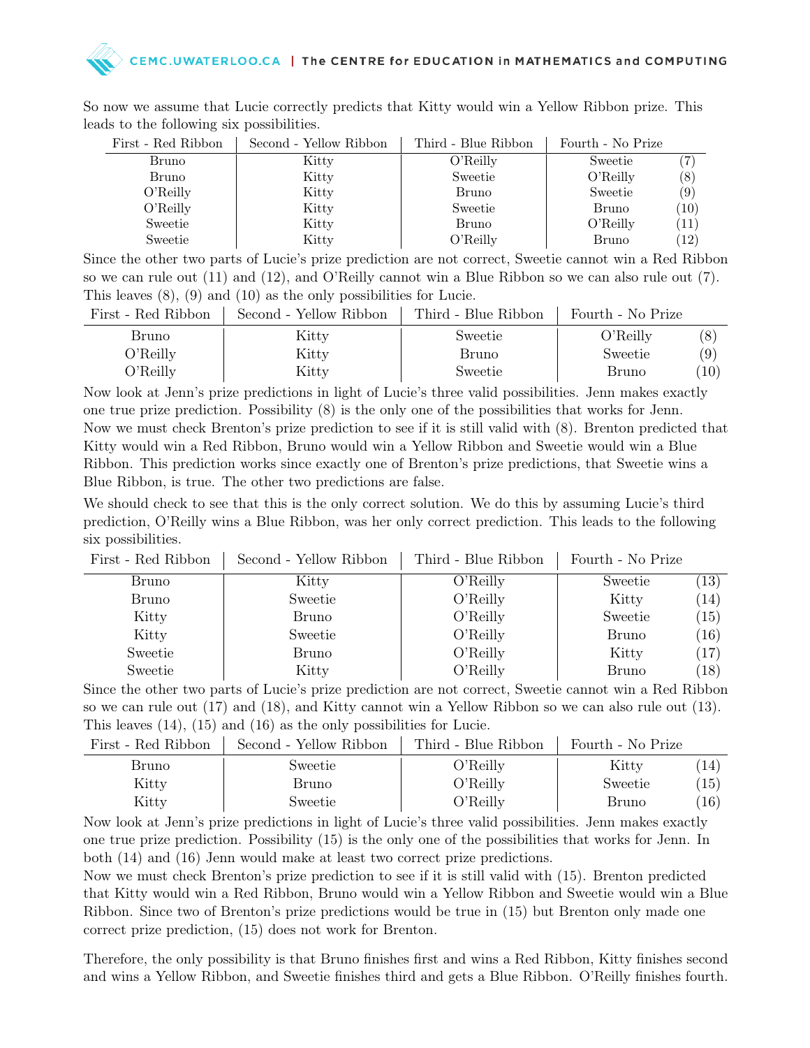So now we assume that Lucie correctly predicts that Kitty would win a Yellow Ribbon prize. This leads to the following six possibilities.

| First - Red Ribbon | Second - Yellow Ribbon | Third - Blue Ribbon | Fourth - No Prize | |
|---|---|---|---|---|
| Bruno | Kitty | O'Reilly | Sweetie | (7) |
| Bruno | Kitty | Sweetie | O'Reilly | (8) |
| O'Reilly | Kitty | Bruno | Sweetie | (9) |
| O'Reilly | Kitty | Sweetie | Bruno | (10) |
| Sweetie | Kitty | Bruno | O'Reilly | (11) |
| Sweetie | Kitty | O'Reilly | Bruno | (12) |

Since the other two parts of Lucie's prize prediction are not correct, Sweetie cannot win a Red Ribbon so we can rule out (11) and (12), and O'Reilly cannot win a Blue Ribbon so we can also rule out (7). This leaves (8), (9) and (10) as the only possibilities for Lucie.

| First - Red Ribbon | Second - Yellow Ribbon | Third - Blue Ribbon | Fourth - No Prize | |
|---|---|---|---|---|
| Bruno | Kitty | Sweetie | O'Reilly | (8) |
| O'Reilly | Kitty | Bruno | Sweetie | (9) |
| O'Reilly | Kitty | Sweetie | Bruno | (10) |

Now look at Jenn's prize predictions in light of Lucie's three valid possibilities. Jenn makes exactly one true prize prediction. Possibility (8) is the only one of the possibilities that works for Jenn.
Now we must check Brenton's prize prediction to see if it is still valid with (8). Brenton predicted that Kitty would win a Red Ribbon, Bruno would win a Yellow Ribbon and Sweetie would win a Blue Ribbon. This prediction works since exactly one of Brenton's prize predictions, that Sweetie wins a Blue Ribbon, is true. The other two predictions are false.

We should check to see that this is the only correct solution. We do this by assuming Lucie's third prediction, O'Reilly wins a Blue Ribbon, was her only correct prediction. This leads to the following six possibilities.

| First - Red Ribbon | Second - Yellow Ribbon | Third - Blue Ribbon | Fourth - No Prize | |
|---|---|---|---|---|
| Bruno | Kitty | O'Reilly | Sweetie | (13) |
| Bruno | Sweetie | O'Reilly | Kitty | (14) |
| Kitty | Bruno | O'Reilly | Sweetie | (15) |
| Kitty | Sweetie | O'Reilly | Bruno | (16) |
| Sweetie | Bruno | O'Reilly | Kitty | (17) |
| Sweetie | Kitty | O'Reilly | Bruno | (18) |

Since the other two parts of Lucie's prize prediction are not correct, Sweetie cannot win a Red Ribbon so we can rule out (17) and (18), and Kitty cannot win a Yellow Ribbon so we can also rule out (13). This leaves (14), (15) and (16) as the only possibilities for Lucie.

| First - Red Ribbon | Second - Yellow Ribbon | Third - Blue Ribbon | Fourth - No Prize | |
|---|---|---|---|---|
| Bruno | Sweetie | O'Reilly | Kitty | (14) |
| Kitty | Bruno | O'Reilly | Sweetie | (15) |
| Kitty | Sweetie | O'Reilly | Bruno | (16) |

Now look at Jenn's prize predictions in light of Lucie's three valid possibilities. Jenn makes exactly one true prize prediction. Possibility (15) is the only one of the possibilities that works for Jenn. In both (14) and (16) Jenn would make at least two correct prize predictions.
Now we must check Brenton's prize prediction to see if it is still valid with (15). Brenton predicted that Kitty would win a Red Ribbon, Bruno would win a Yellow Ribbon and Sweetie would win a Blue Ribbon. Since two of Brenton's prize predictions would be true in (15) but Brenton only made one correct prize prediction, (15) does not work for Brenton.

Therefore, the only possibility is that Bruno finishes first and wins a Red Ribbon, Kitty finishes second and wins a Yellow Ribbon, and Sweetie finishes third and gets a Blue Ribbon. O'Reilly finishes fourth.